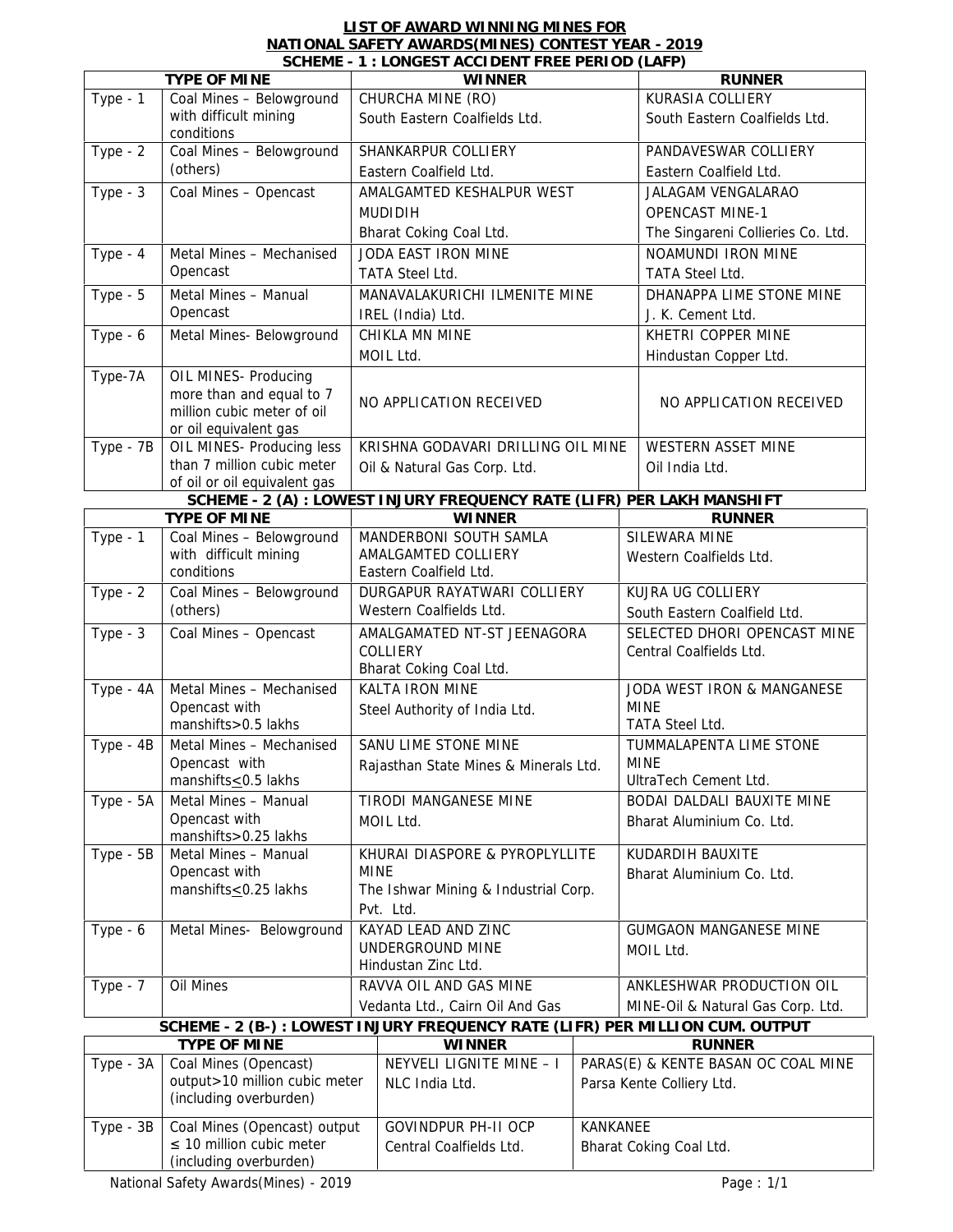# LIST OF AWARD WINNING MINES FOR NATIONAL SAFETY AWARDS(MINES) CONTEST YEAR - 2019

## SCHEME - 1 : LONGEST ACCIDENT FREE PERIOD (LAFP)

| TYPE OF MINE | | WINNER | RUNNER |
|---|---|---|---|
| Type - 1 | Coal Mines – Belowground with difficult mining conditions | CHURCHA MINE (RO)<br>South Eastern Coalfields Ltd. | KURASIA COLLIERY<br>South Eastern Coalfields Ltd. |
| Type - 2 | Coal Mines – Belowground (others) | SHANKARPUR COLLIERY<br>Eastern Coalfield Ltd. | PANDAVESWAR COLLIERY<br>Eastern Coalfield Ltd. |
| Type - 3 | Coal Mines – Opencast | AMALGAMTED KESHALPUR WEST MUDIDIH<br>Bharat Coking Coal Ltd. | JALAGAM VENGALARAO OPENCAST MINE-1<br>The Singareni Collieries Co. Ltd. |
| Type - 4 | Metal Mines – Mechanised Opencast | JODA EAST IRON MINE<br>TATA Steel Ltd. | NOAMUNDI IRON MINE<br>TATA Steel Ltd. |
| Type - 5 | Metal Mines – Manual Opencast | MANAVALAKURICHI ILMENITE MINE<br>IREL (India) Ltd. | DHANAPPA LIME STONE MINE<br>J. K. Cement Ltd. |
| Type - 6 | Metal Mines- Belowground | CHIKLA MN MINE<br>MOIL Ltd. | KHETRI COPPER MINE<br>Hindustan Copper Ltd. |
| Type-7A | OIL MINES- Producing more than and equal to 7 million cubic meter of oil or oil equivalent gas | NO APPLICATION RECEIVED | NO APPLICATION RECEIVED |
| Type - 7B | OIL MINES- Producing less than 7 million cubic meter of oil or oil equivalent gas | KRISHNA GODAVARI DRILLING OIL MINE<br>Oil & Natural Gas Corp. Ltd. | WESTERN ASSET MINE<br>Oil India Ltd. |

## SCHEME - 2 (A) : LOWEST INJURY FREQUENCY RATE (LIFR) PER LAKH MANSHIFT

| TYPE OF MINE | | WINNER | RUNNER |
|---|---|---|---|
| Type - 1 | Coal Mines – Belowground with difficult mining conditions | MANDERBONI SOUTH SAMLA AMALGAMTED COLLIERY<br>Eastern Coalfield Ltd. | SILEWARA MINE<br>Western Coalfields Ltd. |
| Type - 2 | Coal Mines – Belowground (others) | DURGAPUR RAYATWARI COLLIERY<br>Western Coalfields Ltd. | KUJRA UG COLLIERY<br>South Eastern Coalfield Ltd. |
| Type - 3 | Coal Mines – Opencast | AMALGAMATED NT-ST JEENAGORA COLLIERY<br>Bharat Coking Coal Ltd. | SELECTED DHORI OPENCAST MINE<br>Central Coalfields Ltd. |
| Type - 4A | Metal Mines – Mechanised Opencast with manshifts>0.5 lakhs | KALTA IRON MINE<br>Steel Authority of India Ltd. | JODA WEST IRON & MANGANESE MINE<br>TATA Steel Ltd. |
| Type - 4B | Metal Mines – Mechanised Opencast with manshifts≤0.5 lakhs | SANU LIME STONE MINE<br>Rajasthan State Mines & Minerals Ltd. | TUMMALAPENTA LIME STONE MINE<br>UltraTech Cement Ltd. |
| Type - 5A | Metal Mines – Manual Opencast with manshifts>0.25 lakhs | TIRODI MANGANESE MINE<br>MOIL Ltd. | BODAI DALDALI BAUXITE MINE<br>Bharat Aluminium Co. Ltd. |
| Type - 5B | Metal Mines – Manual Opencast with manshifts≤0.25 lakhs | KHURAI DIASPORE & PYROPLYLLITE MINE<br>The Ishwar Mining & Industrial Corp. Pvt. Ltd. | KUDARDIH BAUXITE<br>Bharat Aluminium Co. Ltd. |
| Type - 6 | Metal Mines- Belowground | KAYAD LEAD AND ZINC UNDERGROUND MINE<br>Hindustan Zinc Ltd. | GUMGAON MANGANESE MINE<br>MOIL Ltd. |
| Type - 7 | Oil Mines | RAVVA OIL AND GAS MINE<br>Vedanta Ltd., Cairn Oil And Gas | ANKLESHWAR PRODUCTION OIL MINE-Oil & Natural Gas Corp. Ltd. |

## SCHEME - 2 (B-) : LOWEST INJURY FREQUENCY RATE (LIFR) PER MILLION CUM. OUTPUT

| TYPE OF MINE | | WINNER | RUNNER |
|---|---|---|---|
| Type - 3A | Coal Mines (Opencast) output>10 million cubic meter (including overburden) | NEYVELI LIGNITE MINE – I<br>NLC India Ltd. | PARAS(E) & KENTE BASAN OC COAL MINE<br>Parsa Kente Colliery Ltd. |
| Type - 3B | Coal Mines (Opencast) output ≤ 10 million cubic meter (including overburden) | GOVINDPUR PH-II OCP<br>Central Coalfields Ltd. | KANKANEE<br>Bharat Coking Coal Ltd. |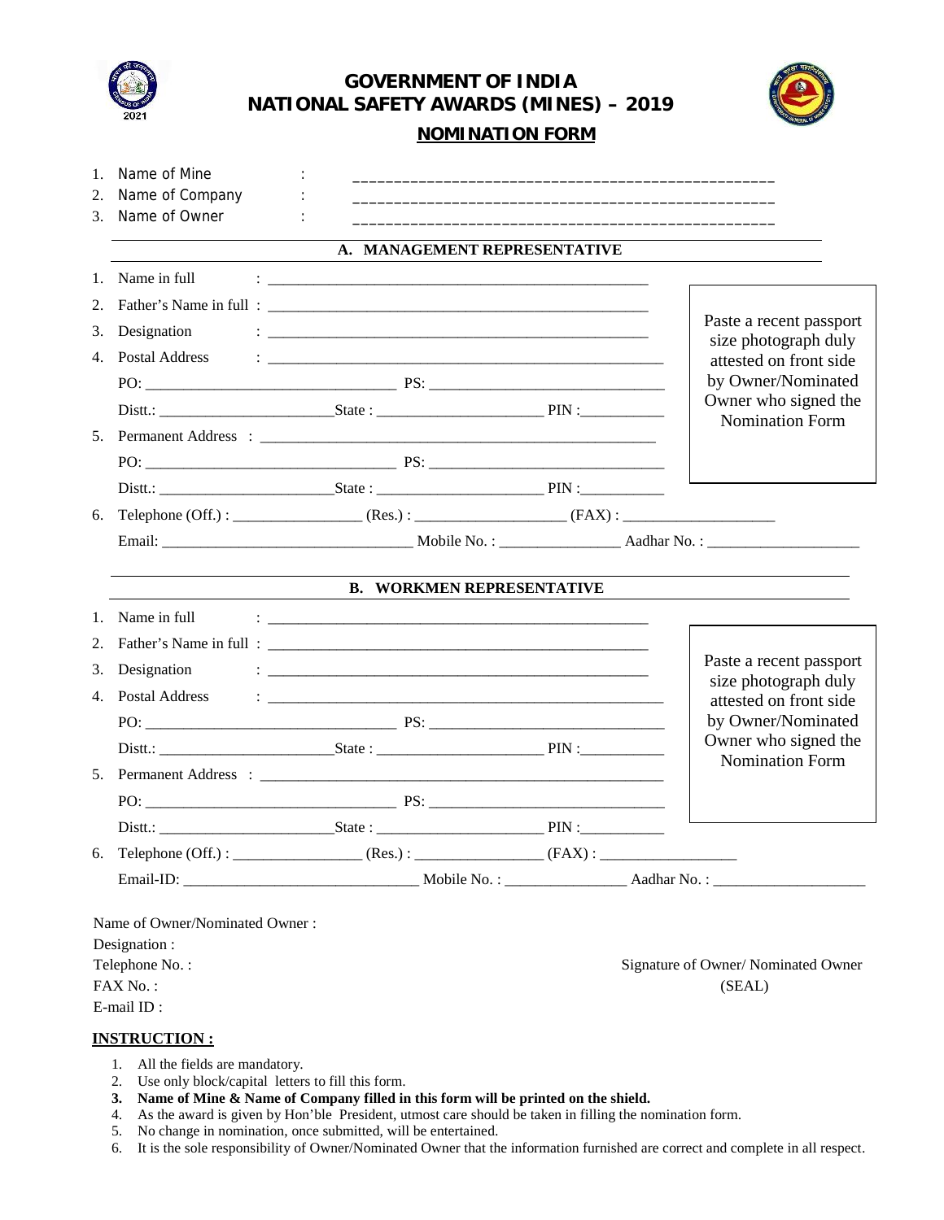# GOVERNMENT OF INDIA
# NATIONAL SAFETY AWARDS (MINES) – 2019
## NOMINATION FORM

1. Name of Mine : ___________________________________________________
2. Name of Company : ___________________________________________________
3. Name of Owner : ___________________________________________________

### A. MANAGEMENT REPRESENTATIVE

1. Name in full : ___________________________________________________
2. Father's Name in full : ___________________________________________________
3. Designation : ___________________________________________________
4. Postal Address : ___________________________________________________
   PO: ________________________________ PS: ________________________________
   Distt.: ______________________State : ____________________ PIN :__________
5. Permanent Address : ___________________________________________________
   PO: ________________________________ PS: ________________________________
   Distt.: ______________________State : ____________________ PIN :__________
6. Telephone (Off.) : ________________ (Res.) : __________________ (FAX) : ___________________
   Email: ______________________________ Mobile No. : ______________ Aadhar No. : ___________________

Paste a recent passport size photograph duly attested on front side by Owner/Nominated Owner who signed the Nomination Form

### B. WORKMEN REPRESENTATIVE

1. Name in full : ___________________________________________________
2. Father's Name in full : ___________________________________________________
3. Designation : ___________________________________________________
4. Postal Address : ___________________________________________________
   PO: ________________________________ PS: ________________________________
   Distt.: ______________________State : ____________________ PIN :__________
5. Permanent Address : ___________________________________________________
   PO: ________________________________ PS: ________________________________
   Distt.: ______________________State : ____________________ PIN :__________
6. Telephone (Off.) : ________________ (Res.) : ________________ (FAX) : _________________
   Email-ID: ____________________________ Mobile No. : ______________ Aadhar No. : ___________________

Paste a recent passport size photograph duly attested on front side by Owner/Nominated Owner who signed the Nomination Form

Name of Owner/Nominated Owner :
Designation :
Telephone No. :
FAX No. :
E-mail ID :

Signature of Owner/ Nominated Owner
(SEAL)

**INSTRUCTION :**

1. All the fields are mandatory.
2. Use only block/capital letters to fill this form.
3. **Name of Mine & Name of Company filled in this form will be printed on the shield.**
4. As the award is given by Hon'ble President, utmost care should be taken in filling the nomination form.
5. No change in nomination, once submitted, will be entertained.
6. It is the sole responsibility of Owner/Nominated Owner that the information furnished are correct and complete in all respect.